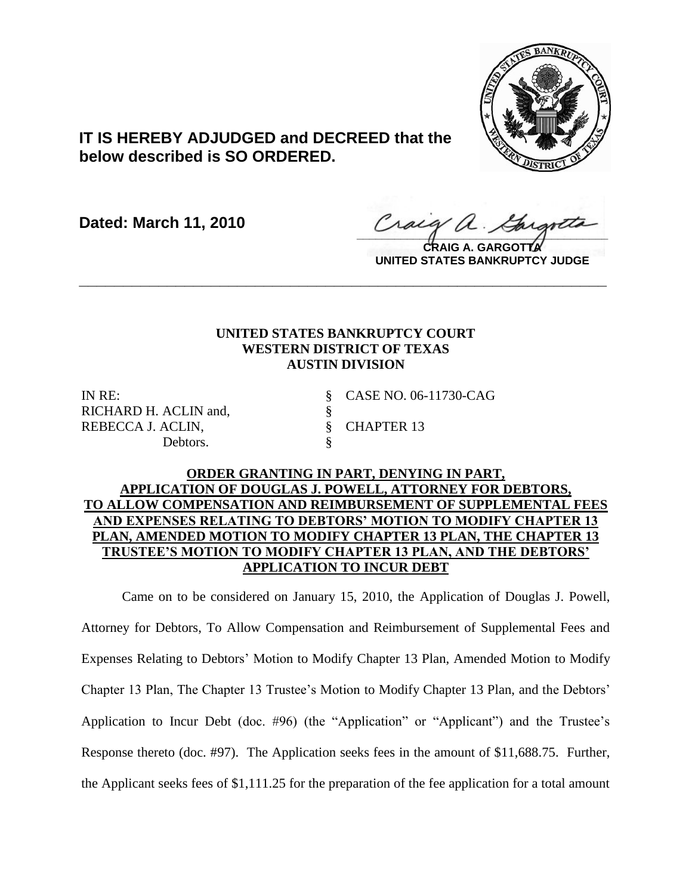**IT IS HEREBY ADJUDGED and DECREED that the below described is SO ORDERED.**

**Dated: March 11, 2010**

**CRAIG A. GARGOTTA**
**UNITED STATES BANKRUPTCY JUDGE**

---

**UNITED STATES BANKRUPTCY COURT**
**WESTERN DISTRICT OF TEXAS**
**AUSTIN DIVISION**

| | | |
|---|---|---|
| IN RE: | § | CASE NO. 06-11730-CAG |
| RICHARD H. ACLIN and, | § | |
| REBECCA J. ACLIN, | § | CHAPTER 13 |
| Debtors. | § | |

**ORDER GRANTING IN PART, DENYING IN PART, APPLICATION OF DOUGLAS J. POWELL, ATTORNEY FOR DEBTORS, TO ALLOW COMPENSATION AND REIMBURSEMENT OF SUPPLEMENTAL FEES AND EXPENSES RELATING TO DEBTORS' MOTION TO MODIFY CHAPTER 13 PLAN, AMENDED MOTION TO MODIFY CHAPTER 13 PLAN, THE CHAPTER 13 TRUSTEE'S MOTION TO MODIFY CHAPTER 13 PLAN, AND THE DEBTORS' APPLICATION TO INCUR DEBT**

Came on to be considered on January 15, 2010, the Application of Douglas J. Powell, Attorney for Debtors, To Allow Compensation and Reimbursement of Supplemental Fees and Expenses Relating to Debtors' Motion to Modify Chapter 13 Plan, Amended Motion to Modify Chapter 13 Plan, The Chapter 13 Trustee's Motion to Modify Chapter 13 Plan, and the Debtors' Application to Incur Debt (doc. #96) (the "Application" or "Applicant") and the Trustee's Response thereto (doc. #97). The Application seeks fees in the amount of $11,688.75. Further, the Applicant seeks fees of $1,111.25 for the preparation of the fee application for a total amount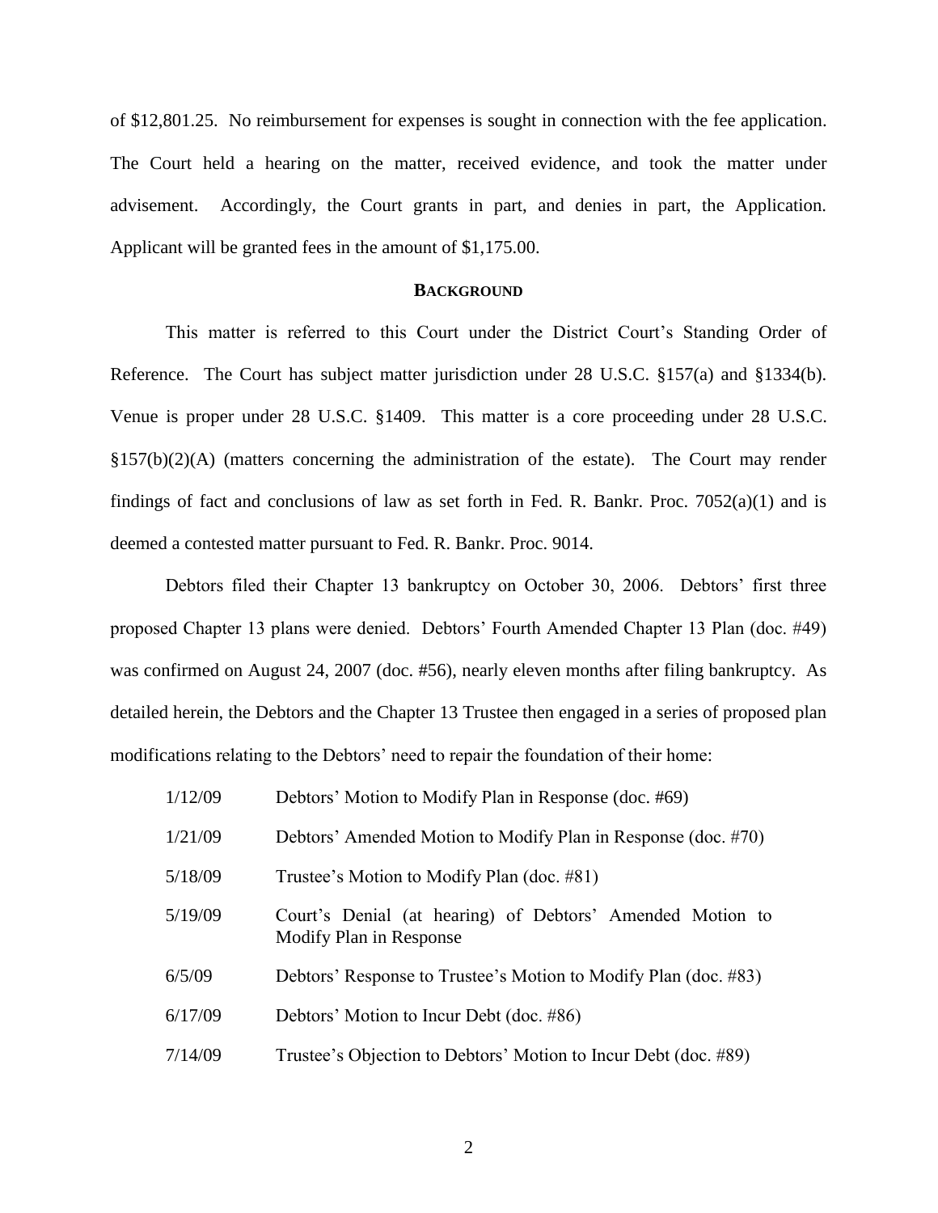of $12,801.25. No reimbursement for expenses is sought in connection with the fee application. The Court held a hearing on the matter, received evidence, and took the matter under advisement. Accordingly, the Court grants in part, and denies in part, the Application. Applicant will be granted fees in the amount of $1,175.00.

## BACKGROUND

This matter is referred to this Court under the District Court's Standing Order of Reference. The Court has subject matter jurisdiction under 28 U.S.C. §157(a) and §1334(b). Venue is proper under 28 U.S.C. §1409. This matter is a core proceeding under 28 U.S.C. §157(b)(2)(A) (matters concerning the administration of the estate). The Court may render findings of fact and conclusions of law as set forth in Fed. R. Bankr. Proc. 7052(a)(1) and is deemed a contested matter pursuant to Fed. R. Bankr. Proc. 9014.

Debtors filed their Chapter 13 bankruptcy on October 30, 2006. Debtors' first three proposed Chapter 13 plans were denied. Debtors' Fourth Amended Chapter 13 Plan (doc. #49) was confirmed on August 24, 2007 (doc. #56), nearly eleven months after filing bankruptcy. As detailed herein, the Debtors and the Chapter 13 Trustee then engaged in a series of proposed plan modifications relating to the Debtors' need to repair the foundation of their home:

| | |
|---|---|
| 1/12/09 | Debtors' Motion to Modify Plan in Response (doc. #69) |
| 1/21/09 | Debtors' Amended Motion to Modify Plan in Response (doc. #70) |
| 5/18/09 | Trustee's Motion to Modify Plan (doc. #81) |
| 5/19/09 | Court's Denial (at hearing) of Debtors' Amended Motion to Modify Plan in Response |
| 6/5/09 | Debtors' Response to Trustee's Motion to Modify Plan (doc. #83) |
| 6/17/09 | Debtors' Motion to Incur Debt (doc. #86) |
| 7/14/09 | Trustee's Objection to Debtors' Motion to Incur Debt (doc. #89) |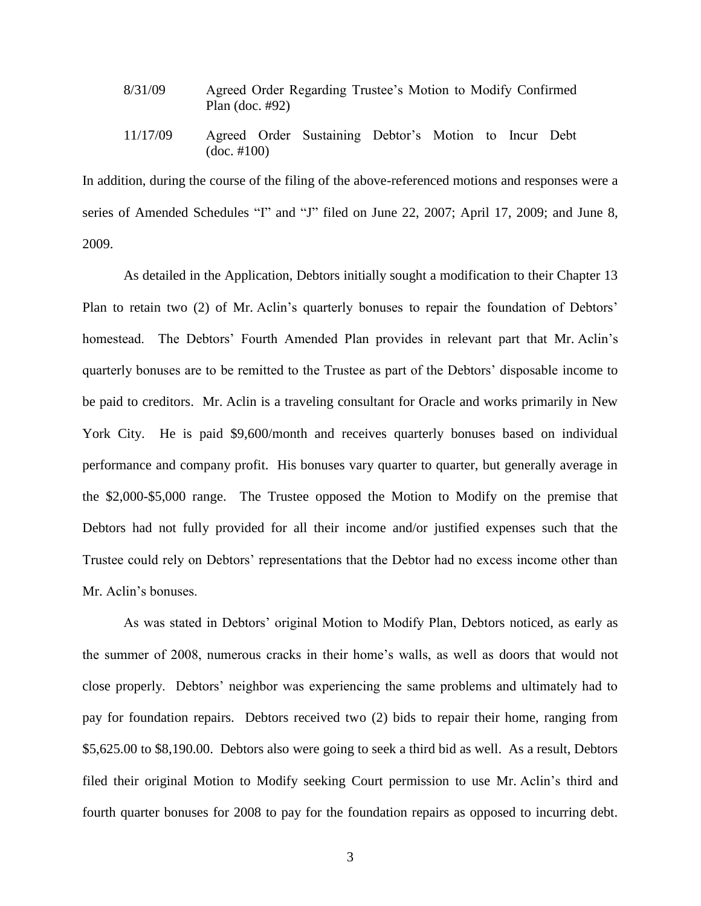| | |
|---|---|
| 8/31/09 | Agreed Order Regarding Trustee's Motion to Modify Confirmed Plan (doc. #92) |
| 11/17/09 | Agreed Order Sustaining Debtor's Motion to Incur Debt (doc. #100) |

In addition, during the course of the filing of the above-referenced motions and responses were a series of Amended Schedules "I" and "J" filed on June 22, 2007; April 17, 2009; and June 8, 2009.

As detailed in the Application, Debtors initially sought a modification to their Chapter 13 Plan to retain two (2) of Mr. Aclin's quarterly bonuses to repair the foundation of Debtors' homestead. The Debtors' Fourth Amended Plan provides in relevant part that Mr. Aclin's quarterly bonuses are to be remitted to the Trustee as part of the Debtors' disposable income to be paid to creditors. Mr. Aclin is a traveling consultant for Oracle and works primarily in New York City. He is paid $9,600/month and receives quarterly bonuses based on individual performance and company profit. His bonuses vary quarter to quarter, but generally average in the $2,000-$5,000 range. The Trustee opposed the Motion to Modify on the premise that Debtors had not fully provided for all their income and/or justified expenses such that the Trustee could rely on Debtors' representations that the Debtor had no excess income other than Mr. Aclin's bonuses.

As was stated in Debtors' original Motion to Modify Plan, Debtors noticed, as early as the summer of 2008, numerous cracks in their home's walls, as well as doors that would not close properly. Debtors' neighbor was experiencing the same problems and ultimately had to pay for foundation repairs. Debtors received two (2) bids to repair their home, ranging from $5,625.00 to $8,190.00. Debtors also were going to seek a third bid as well. As a result, Debtors filed their original Motion to Modify seeking Court permission to use Mr. Aclin's third and fourth quarter bonuses for 2008 to pay for the foundation repairs as opposed to incurring debt.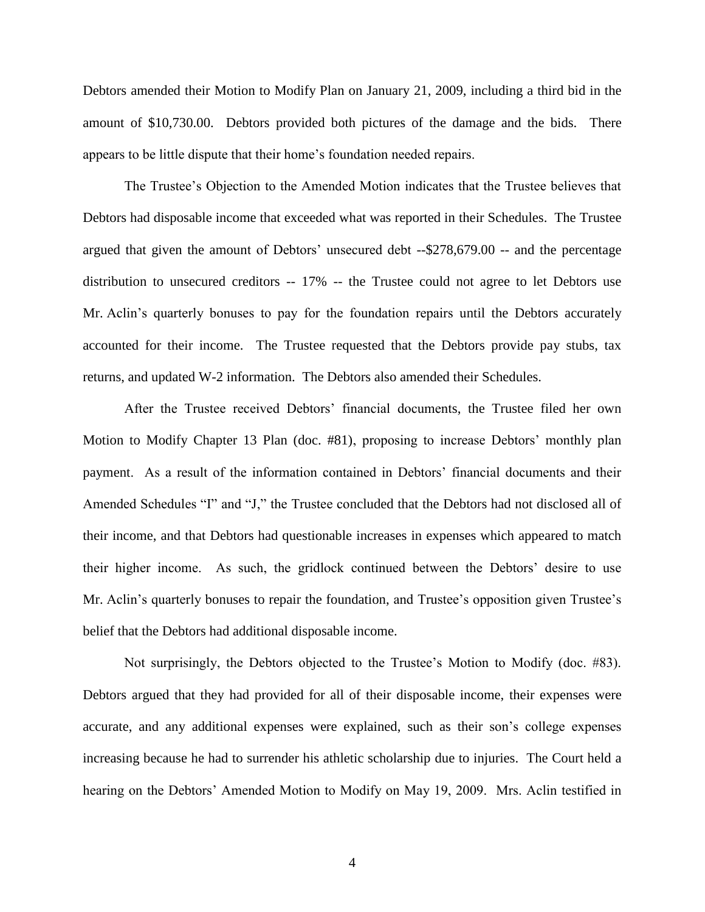Debtors amended their Motion to Modify Plan on January 21, 2009, including a third bid in the amount of $10,730.00. Debtors provided both pictures of the damage and the bids. There appears to be little dispute that their home's foundation needed repairs.

The Trustee's Objection to the Amended Motion indicates that the Trustee believes that Debtors had disposable income that exceeded what was reported in their Schedules. The Trustee argued that given the amount of Debtors' unsecured debt --$278,679.00 -- and the percentage distribution to unsecured creditors -- 17% -- the Trustee could not agree to let Debtors use Mr. Aclin's quarterly bonuses to pay for the foundation repairs until the Debtors accurately accounted for their income. The Trustee requested that the Debtors provide pay stubs, tax returns, and updated W-2 information. The Debtors also amended their Schedules.

After the Trustee received Debtors' financial documents, the Trustee filed her own Motion to Modify Chapter 13 Plan (doc. #81), proposing to increase Debtors' monthly plan payment. As a result of the information contained in Debtors' financial documents and their Amended Schedules "I" and "J," the Trustee concluded that the Debtors had not disclosed all of their income, and that Debtors had questionable increases in expenses which appeared to match their higher income. As such, the gridlock continued between the Debtors' desire to use Mr. Aclin's quarterly bonuses to repair the foundation, and Trustee's opposition given Trustee's belief that the Debtors had additional disposable income.

Not surprisingly, the Debtors objected to the Trustee's Motion to Modify (doc. #83). Debtors argued that they had provided for all of their disposable income, their expenses were accurate, and any additional expenses were explained, such as their son's college expenses increasing because he had to surrender his athletic scholarship due to injuries. The Court held a hearing on the Debtors' Amended Motion to Modify on May 19, 2009. Mrs. Aclin testified in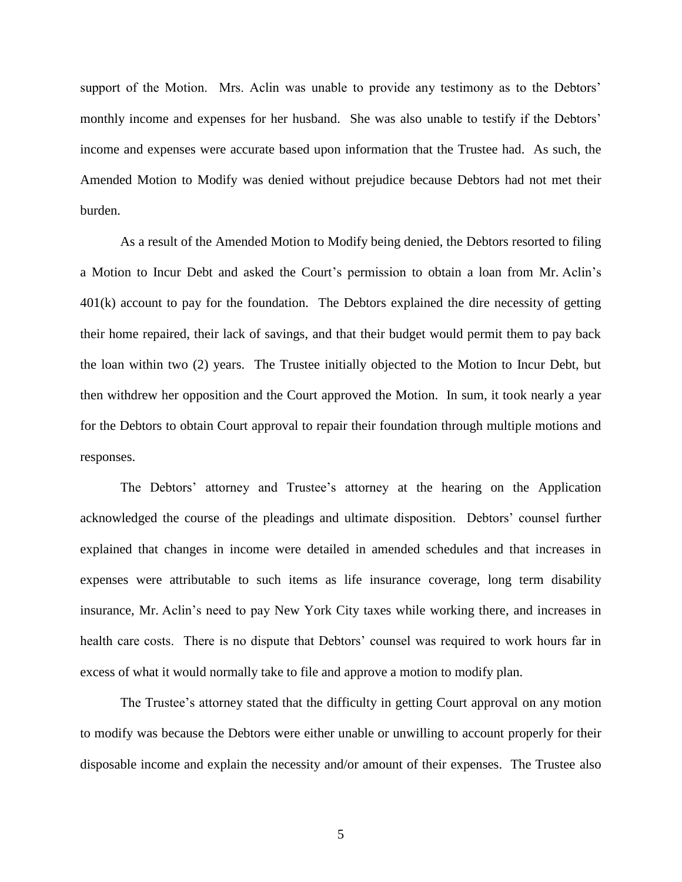support of the Motion. Mrs. Aclin was unable to provide any testimony as to the Debtors' monthly income and expenses for her husband. She was also unable to testify if the Debtors' income and expenses were accurate based upon information that the Trustee had. As such, the Amended Motion to Modify was denied without prejudice because Debtors had not met their burden.

As a result of the Amended Motion to Modify being denied, the Debtors resorted to filing a Motion to Incur Debt and asked the Court's permission to obtain a loan from Mr. Aclin's 401(k) account to pay for the foundation. The Debtors explained the dire necessity of getting their home repaired, their lack of savings, and that their budget would permit them to pay back the loan within two (2) years. The Trustee initially objected to the Motion to Incur Debt, but then withdrew her opposition and the Court approved the Motion. In sum, it took nearly a year for the Debtors to obtain Court approval to repair their foundation through multiple motions and responses.

The Debtors' attorney and Trustee's attorney at the hearing on the Application acknowledged the course of the pleadings and ultimate disposition. Debtors' counsel further explained that changes in income were detailed in amended schedules and that increases in expenses were attributable to such items as life insurance coverage, long term disability insurance, Mr. Aclin's need to pay New York City taxes while working there, and increases in health care costs. There is no dispute that Debtors' counsel was required to work hours far in excess of what it would normally take to file and approve a motion to modify plan.

The Trustee's attorney stated that the difficulty in getting Court approval on any motion to modify was because the Debtors were either unable or unwilling to account properly for their disposable income and explain the necessity and/or amount of their expenses. The Trustee also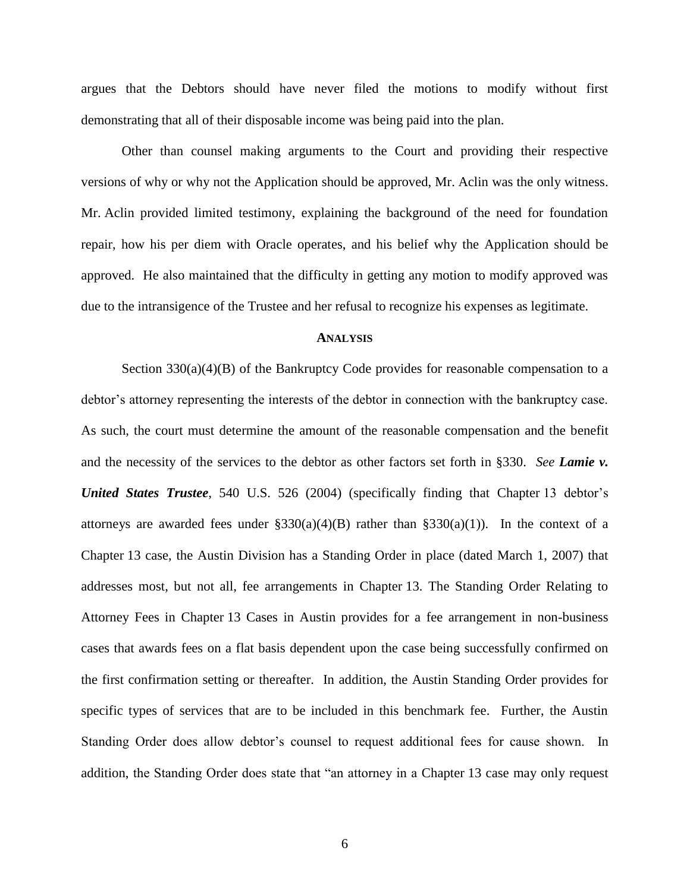argues that the Debtors should have never filed the motions to modify without first demonstrating that all of their disposable income was being paid into the plan.

Other than counsel making arguments to the Court and providing their respective versions of why or why not the Application should be approved, Mr. Aclin was the only witness. Mr. Aclin provided limited testimony, explaining the background of the need for foundation repair, how his per diem with Oracle operates, and his belief why the Application should be approved. He also maintained that the difficulty in getting any motion to modify approved was due to the intransigence of the Trustee and her refusal to recognize his expenses as legitimate.

## ANALYSIS

Section 330(a)(4)(B) of the Bankruptcy Code provides for reasonable compensation to a debtor's attorney representing the interests of the debtor in connection with the bankruptcy case. As such, the court must determine the amount of the reasonable compensation and the benefit and the necessity of the services to the debtor as other factors set forth in §330. *See* ***Lamie v. United States Trustee***, 540 U.S. 526 (2004) (specifically finding that Chapter 13 debtor's attorneys are awarded fees under §330(a)(4)(B) rather than §330(a)(1)). In the context of a Chapter 13 case, the Austin Division has a Standing Order in place (dated March 1, 2007) that addresses most, but not all, fee arrangements in Chapter 13. The Standing Order Relating to Attorney Fees in Chapter 13 Cases in Austin provides for a fee arrangement in non-business cases that awards fees on a flat basis dependent upon the case being successfully confirmed on the first confirmation setting or thereafter. In addition, the Austin Standing Order provides for specific types of services that are to be included in this benchmark fee. Further, the Austin Standing Order does allow debtor's counsel to request additional fees for cause shown. In addition, the Standing Order does state that "an attorney in a Chapter 13 case may only request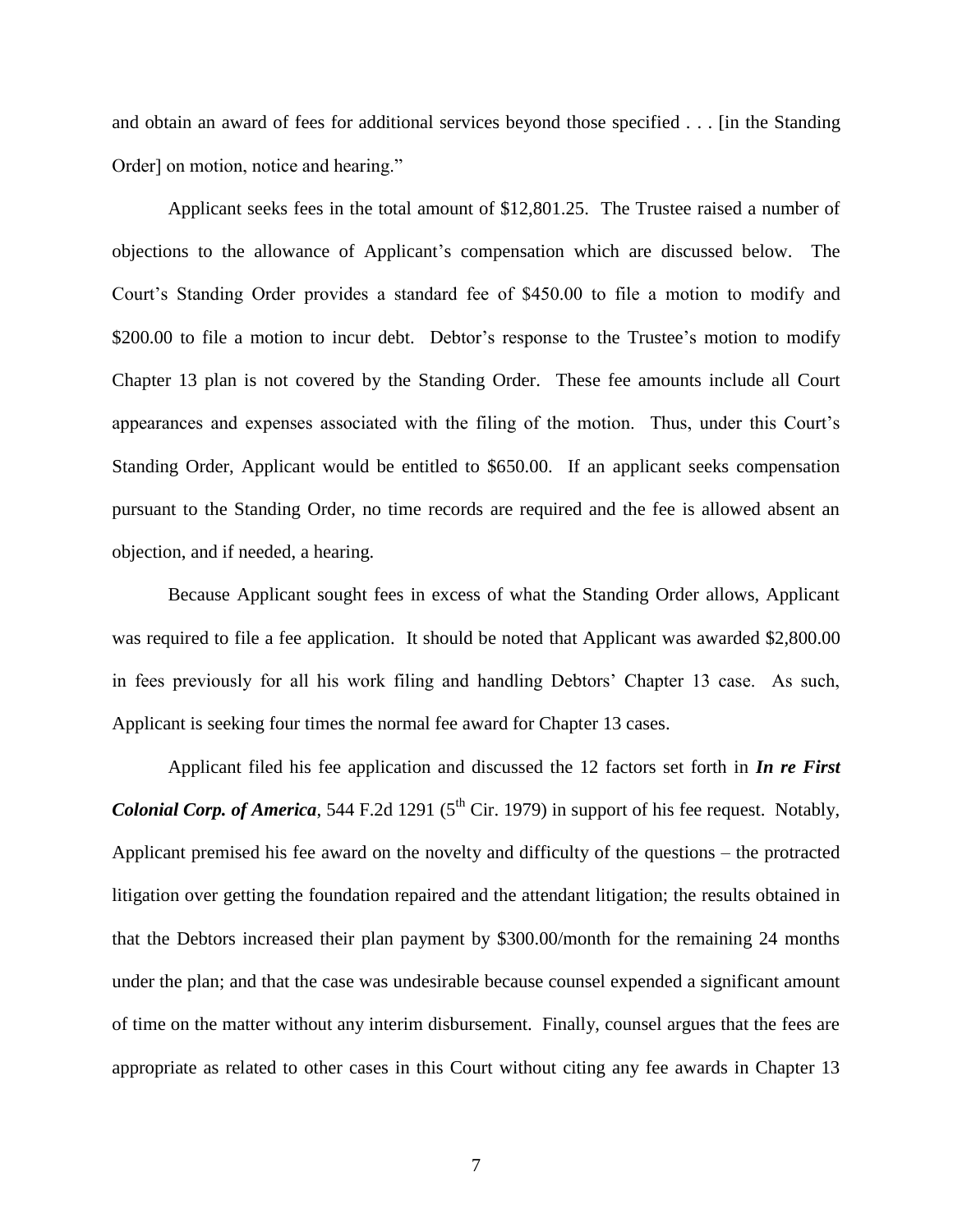and obtain an award of fees for additional services beyond those specified . . . [in the Standing Order] on motion, notice and hearing."

Applicant seeks fees in the total amount of $12,801.25. The Trustee raised a number of objections to the allowance of Applicant's compensation which are discussed below. The Court's Standing Order provides a standard fee of $450.00 to file a motion to modify and $200.00 to file a motion to incur debt. Debtor's response to the Trustee's motion to modify Chapter 13 plan is not covered by the Standing Order. These fee amounts include all Court appearances and expenses associated with the filing of the motion. Thus, under this Court's Standing Order, Applicant would be entitled to $650.00. If an applicant seeks compensation pursuant to the Standing Order, no time records are required and the fee is allowed absent an objection, and if needed, a hearing.

Because Applicant sought fees in excess of what the Standing Order allows, Applicant was required to file a fee application. It should be noted that Applicant was awarded $2,800.00 in fees previously for all his work filing and handling Debtors' Chapter 13 case. As such, Applicant is seeking four times the normal fee award for Chapter 13 cases.

Applicant filed his fee application and discussed the 12 factors set forth in ***In re First Colonial Corp. of America***, 544 F.2d 1291 (5th Cir. 1979) in support of his fee request. Notably, Applicant premised his fee award on the novelty and difficulty of the questions – the protracted litigation over getting the foundation repaired and the attendant litigation; the results obtained in that the Debtors increased their plan payment by $300.00/month for the remaining 24 months under the plan; and that the case was undesirable because counsel expended a significant amount of time on the matter without any interim disbursement. Finally, counsel argues that the fees are appropriate as related to other cases in this Court without citing any fee awards in Chapter 13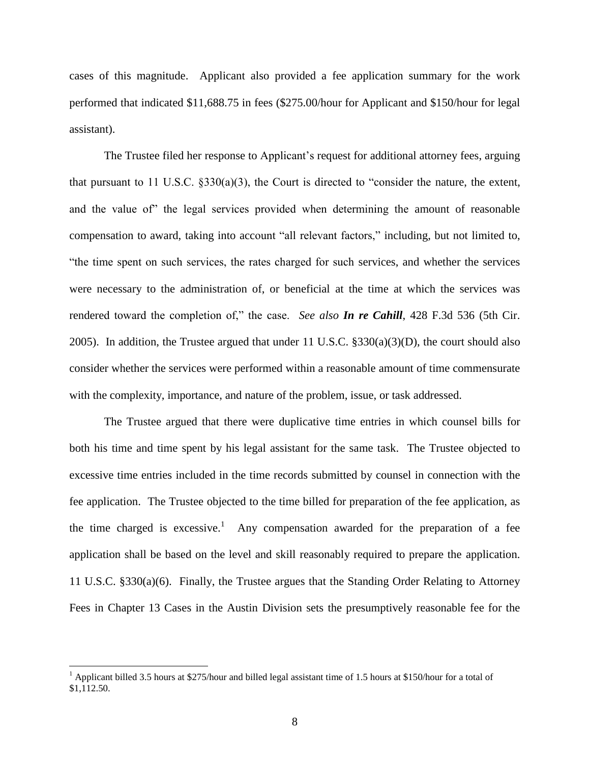cases of this magnitude. Applicant also provided a fee application summary for the work performed that indicated $11,688.75 in fees ($275.00/hour for Applicant and $150/hour for legal assistant).

The Trustee filed her response to Applicant's request for additional attorney fees, arguing that pursuant to 11 U.S.C. §330(a)(3), the Court is directed to "consider the nature, the extent, and the value of" the legal services provided when determining the amount of reasonable compensation to award, taking into account "all relevant factors," including, but not limited to, "the time spent on such services, the rates charged for such services, and whether the services were necessary to the administration of, or beneficial at the time at which the services was rendered toward the completion of," the case. *See also* ***In re Cahill***, 428 F.3d 536 (5th Cir. 2005). In addition, the Trustee argued that under 11 U.S.C. §330(a)(3)(D), the court should also consider whether the services were performed within a reasonable amount of time commensurate with the complexity, importance, and nature of the problem, issue, or task addressed.

The Trustee argued that there were duplicative time entries in which counsel bills for both his time and time spent by his legal assistant for the same task. The Trustee objected to excessive time entries included in the time records submitted by counsel in connection with the fee application. The Trustee objected to the time billed for preparation of the fee application, as the time charged is excessive.[1] Any compensation awarded for the preparation of a fee application shall be based on the level and skill reasonably required to prepare the application. 11 U.S.C. §330(a)(6). Finally, the Trustee argues that the Standing Order Relating to Attorney Fees in Chapter 13 Cases in the Austin Division sets the presumptively reasonable fee for the

---

[1] Applicant billed 3.5 hours at $275/hour and billed legal assistant time of 1.5 hours at $150/hour for a total of $1,112.50.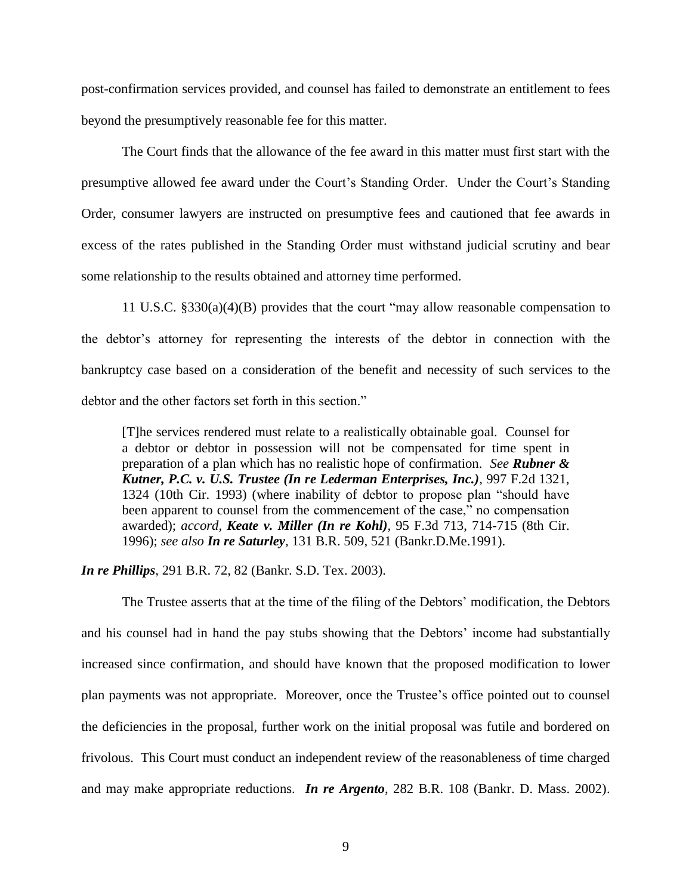post-confirmation services provided, and counsel has failed to demonstrate an entitlement to fees beyond the presumptively reasonable fee for this matter.

The Court finds that the allowance of the fee award in this matter must first start with the presumptive allowed fee award under the Court's Standing Order. Under the Court's Standing Order, consumer lawyers are instructed on presumptive fees and cautioned that fee awards in excess of the rates published in the Standing Order must withstand judicial scrutiny and bear some relationship to the results obtained and attorney time performed.

11 U.S.C. §330(a)(4)(B) provides that the court "may allow reasonable compensation to the debtor's attorney for representing the interests of the debtor in connection with the bankruptcy case based on a consideration of the benefit and necessity of such services to the debtor and the other factors set forth in this section."

> [T]he services rendered must relate to a realistically obtainable goal. Counsel for a debtor or debtor in possession will not be compensated for time spent in preparation of a plan which has no realistic hope of confirmation. *See* ***Rubner & Kutner, P.C. v. U.S. Trustee (In re Lederman Enterprises, Inc.)***, 997 F.2d 1321, 1324 (10th Cir. 1993) (where inability of debtor to propose plan "should have been apparent to counsel from the commencement of the case," no compensation awarded); *accord*, ***Keate v. Miller (In re Kohl)***, 95 F.3d 713, 714-715 (8th Cir. 1996); *see also* ***In re Saturley***, 131 B.R. 509, 521 (Bankr.D.Me.1991).

***In re Phillips***, 291 B.R. 72, 82 (Bankr. S.D. Tex. 2003).

The Trustee asserts that at the time of the filing of the Debtors' modification, the Debtors and his counsel had in hand the pay stubs showing that the Debtors' income had substantially increased since confirmation, and should have known that the proposed modification to lower plan payments was not appropriate. Moreover, once the Trustee's office pointed out to counsel the deficiencies in the proposal, further work on the initial proposal was futile and bordered on frivolous. This Court must conduct an independent review of the reasonableness of time charged and may make appropriate reductions. ***In re Argento***, 282 B.R. 108 (Bankr. D. Mass. 2002).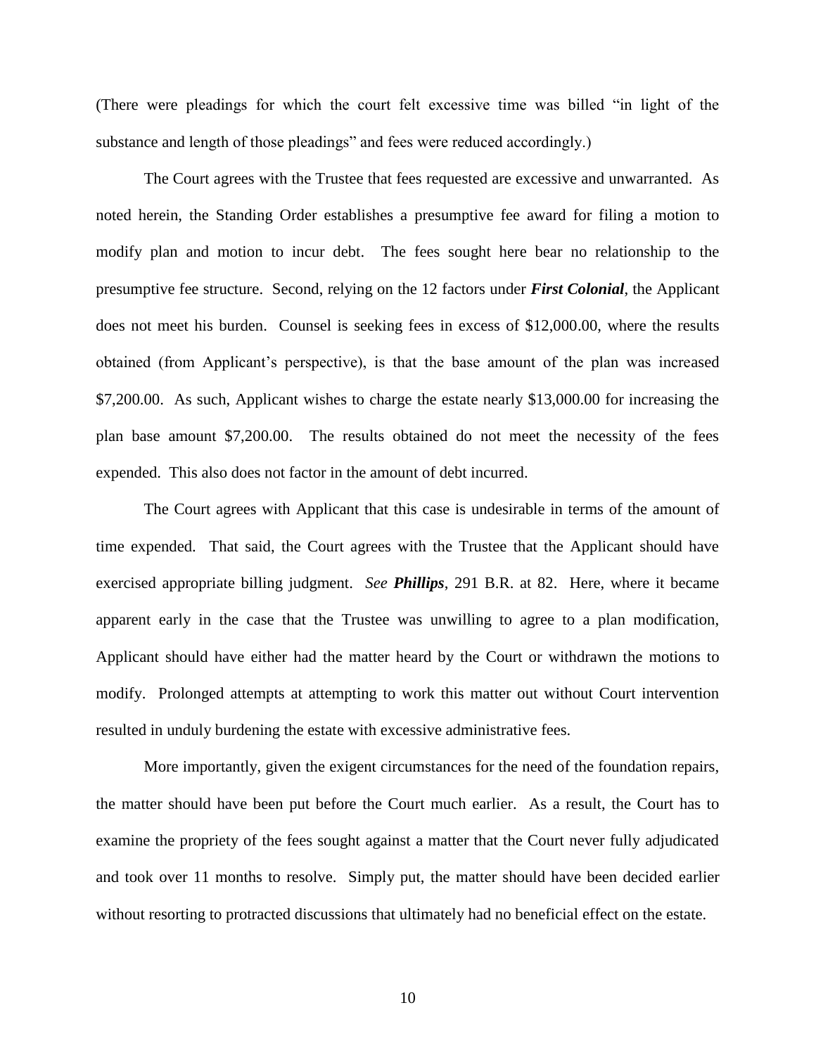(There were pleadings for which the court felt excessive time was billed "in light of the substance and length of those pleadings" and fees were reduced accordingly.)

The Court agrees with the Trustee that fees requested are excessive and unwarranted. As noted herein, the Standing Order establishes a presumptive fee award for filing a motion to modify plan and motion to incur debt. The fees sought here bear no relationship to the presumptive fee structure. Second, relying on the 12 factors under ***First Colonial***, the Applicant does not meet his burden. Counsel is seeking fees in excess of $12,000.00, where the results obtained (from Applicant's perspective), is that the base amount of the plan was increased $7,200.00. As such, Applicant wishes to charge the estate nearly $13,000.00 for increasing the plan base amount $7,200.00. The results obtained do not meet the necessity of the fees expended. This also does not factor in the amount of debt incurred.

The Court agrees with Applicant that this case is undesirable in terms of the amount of time expended. That said, the Court agrees with the Trustee that the Applicant should have exercised appropriate billing judgment. *See* ***Phillips***, 291 B.R. at 82. Here, where it became apparent early in the case that the Trustee was unwilling to agree to a plan modification, Applicant should have either had the matter heard by the Court or withdrawn the motions to modify. Prolonged attempts at attempting to work this matter out without Court intervention resulted in unduly burdening the estate with excessive administrative fees.

More importantly, given the exigent circumstances for the need of the foundation repairs, the matter should have been put before the Court much earlier. As a result, the Court has to examine the propriety of the fees sought against a matter that the Court never fully adjudicated and took over 11 months to resolve. Simply put, the matter should have been decided earlier without resorting to protracted discussions that ultimately had no beneficial effect on the estate.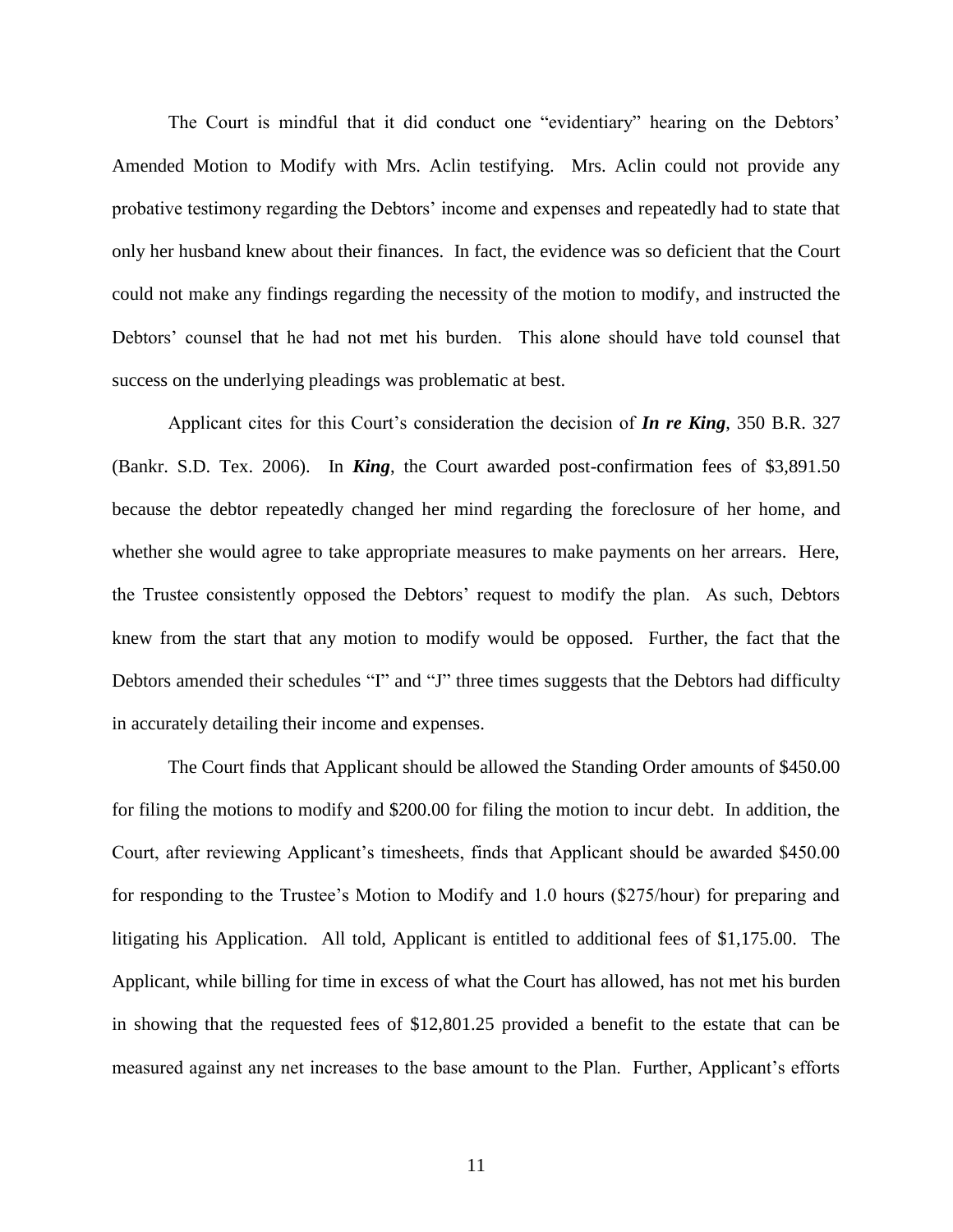The Court is mindful that it did conduct one "evidentiary" hearing on the Debtors' Amended Motion to Modify with Mrs. Aclin testifying. Mrs. Aclin could not provide any probative testimony regarding the Debtors' income and expenses and repeatedly had to state that only her husband knew about their finances. In fact, the evidence was so deficient that the Court could not make any findings regarding the necessity of the motion to modify, and instructed the Debtors' counsel that he had not met his burden. This alone should have told counsel that success on the underlying pleadings was problematic at best.

Applicant cites for this Court's consideration the decision of ***In re King***, 350 B.R. 327 (Bankr. S.D. Tex. 2006). In ***King***, the Court awarded post-confirmation fees of $3,891.50 because the debtor repeatedly changed her mind regarding the foreclosure of her home, and whether she would agree to take appropriate measures to make payments on her arrears. Here, the Trustee consistently opposed the Debtors' request to modify the plan. As such, Debtors knew from the start that any motion to modify would be opposed. Further, the fact that the Debtors amended their schedules "I" and "J" three times suggests that the Debtors had difficulty in accurately detailing their income and expenses.

The Court finds that Applicant should be allowed the Standing Order amounts of $450.00 for filing the motions to modify and $200.00 for filing the motion to incur debt. In addition, the Court, after reviewing Applicant's timesheets, finds that Applicant should be awarded $450.00 for responding to the Trustee's Motion to Modify and 1.0 hours ($275/hour) for preparing and litigating his Application. All told, Applicant is entitled to additional fees of $1,175.00. The Applicant, while billing for time in excess of what the Court has allowed, has not met his burden in showing that the requested fees of $12,801.25 provided a benefit to the estate that can be measured against any net increases to the base amount to the Plan. Further, Applicant's efforts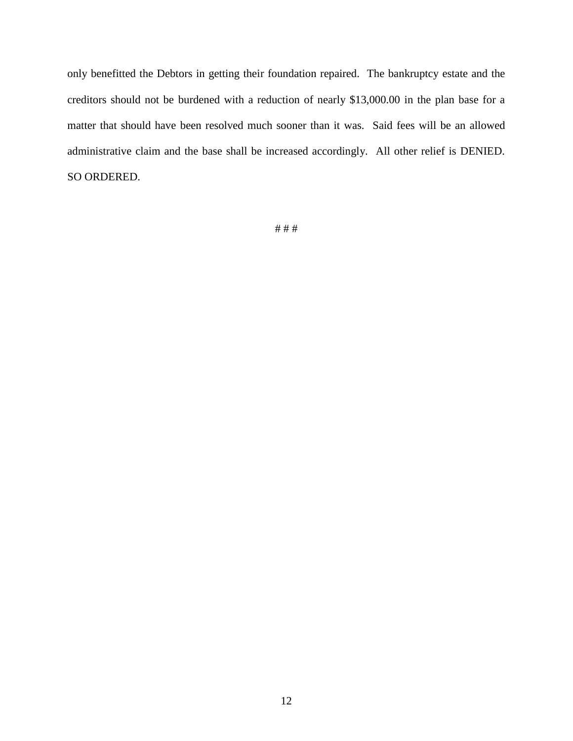only benefitted the Debtors in getting their foundation repaired. The bankruptcy estate and the creditors should not be burdened with a reduction of nearly $13,000.00 in the plan base for a matter that should have been resolved much sooner than it was. Said fees will be an allowed administrative claim and the base shall be increased accordingly. All other relief is DENIED. SO ORDERED.

# # #